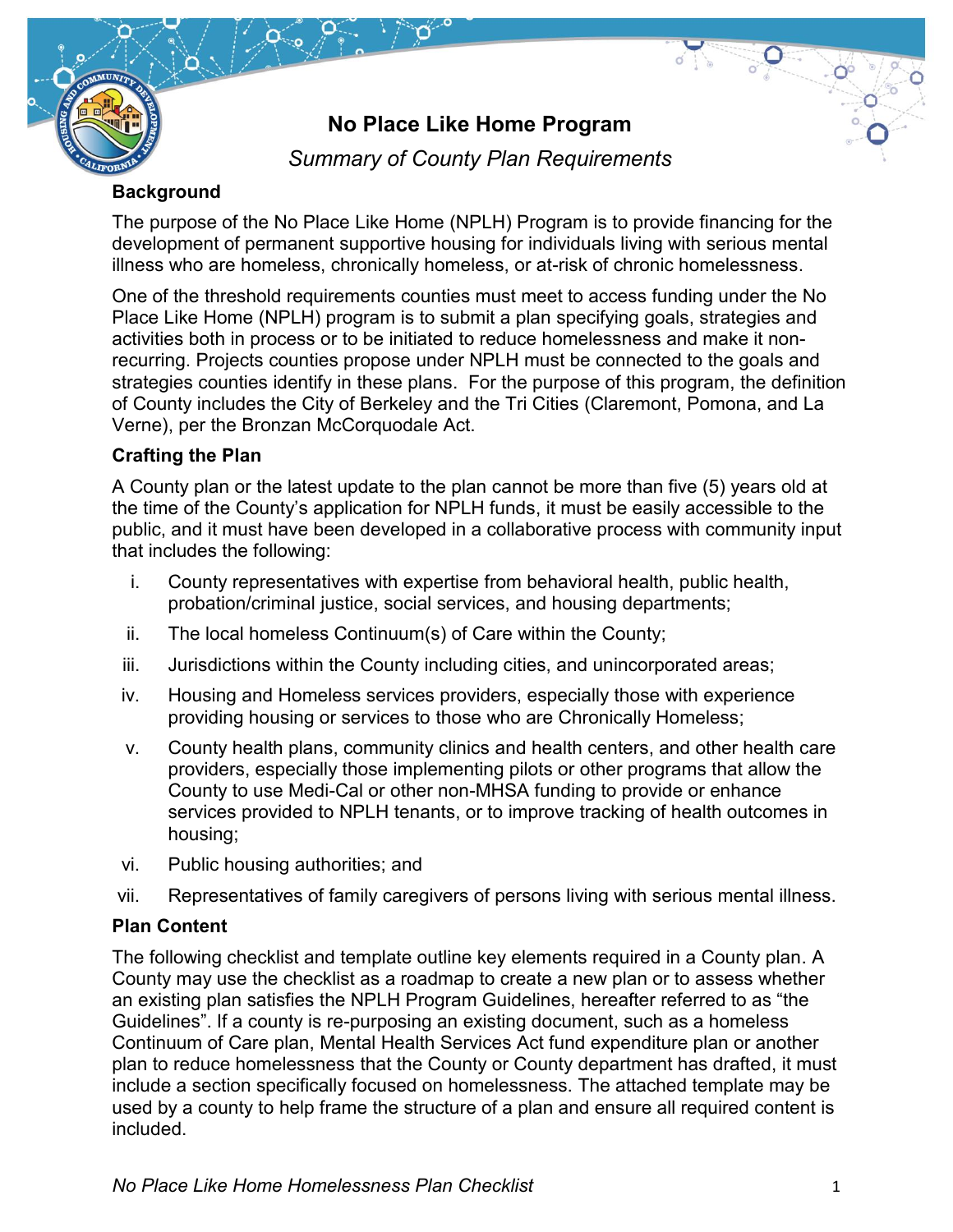# No Place Like Home Program

*Summary of County Plan Requirements*

## Background

The purpose of the No Place Like Home (NPLH) Program is to provide financing for the development of permanent supportive housing for individuals living with serious mental illness who are homeless, chronically homeless, or at-risk of chronic homelessness.

One of the threshold requirements counties must meet to access funding under the No Place Like Home (NPLH) program is to submit a plan specifying goals, strategies and activities both in process or to be initiated to reduce homelessness and make it non-recurring. Projects counties propose under NPLH must be connected to the goals and strategies counties identify in these plans. For the purpose of this program, the definition of County includes the City of Berkeley and the Tri Cities (Claremont, Pomona, and La Verne), per the Bronzan McCorquodale Act.

## Crafting the Plan

A County plan or the latest update to the plan cannot be more than five (5) years old at the time of the County's application for NPLH funds, it must be easily accessible to the public, and it must have been developed in a collaborative process with community input that includes the following:

i. County representatives with expertise from behavioral health, public health, probation/criminal justice, social services, and housing departments;

ii. The local homeless Continuum(s) of Care within the County;

iii. Jurisdictions within the County including cities, and unincorporated areas;

iv. Housing and Homeless services providers, especially those with experience providing housing or services to those who are Chronically Homeless;

v. County health plans, community clinics and health centers, and other health care providers, especially those implementing pilots or other programs that allow the County to use Medi-Cal or other non-MHSA funding to provide or enhance services provided to NPLH tenants, or to improve tracking of health outcomes in housing;

vi. Public housing authorities; and

vii. Representatives of family caregivers of persons living with serious mental illness.

## Plan Content

The following checklist and template outline key elements required in a County plan. A County may use the checklist as a roadmap to create a new plan or to assess whether an existing plan satisfies the NPLH Program Guidelines, hereafter referred to as "the Guidelines". If a county is re-purposing an existing document, such as a homeless Continuum of Care plan, Mental Health Services Act fund expenditure plan or another plan to reduce homelessness that the County or County department has drafted, it must include a section specifically focused on homelessness. The attached template may be used by a county to help frame the structure of a plan and ensure all required content is included.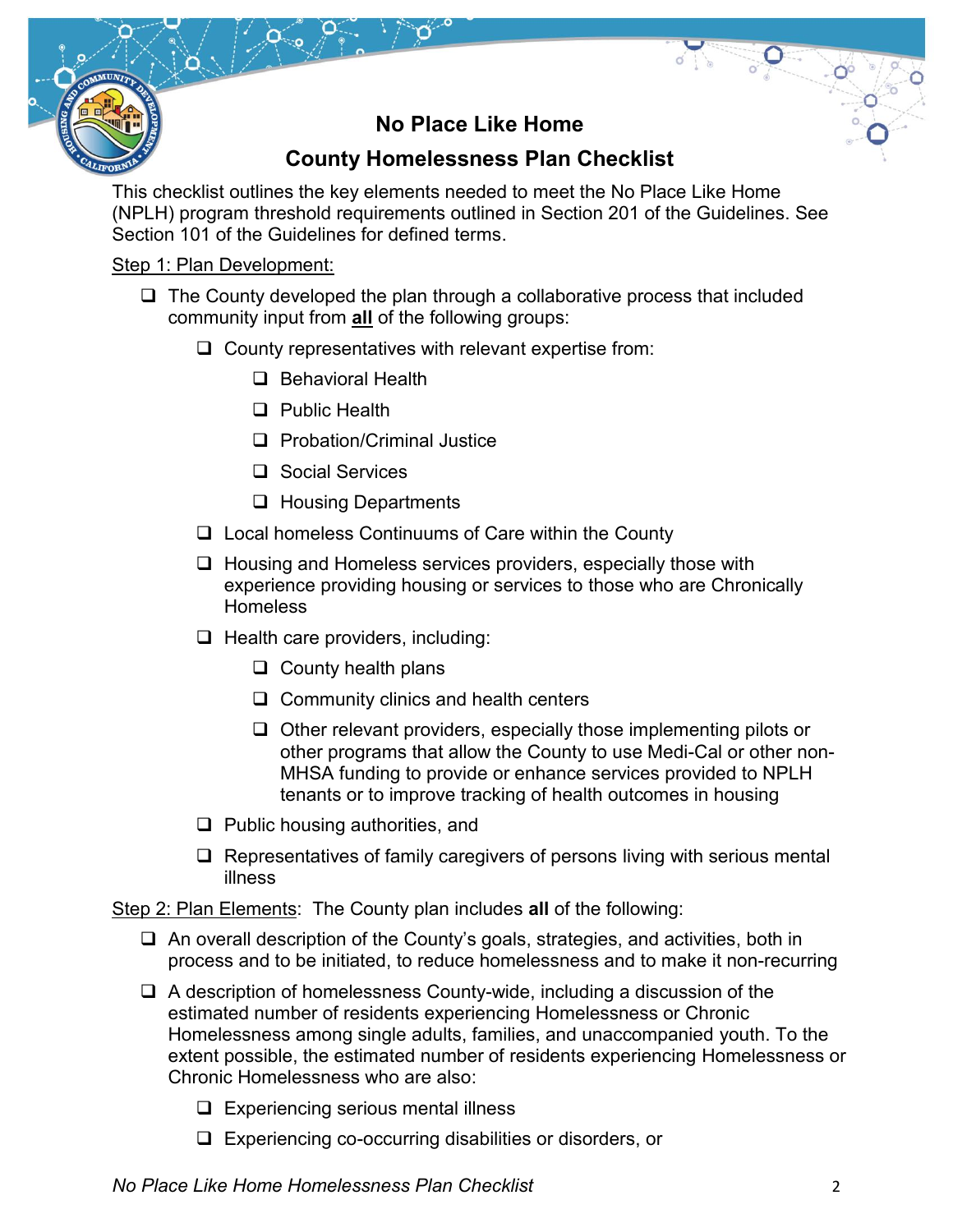## No Place Like Home

## County Homelessness Plan Checklist

This checklist outlines the key elements needed to meet the No Place Like Home (NPLH) program threshold requirements outlined in Section 201 of the Guidelines. See Section 101 of the Guidelines for defined terms.

Step 1: Plan Development:

- ❑ The County developed the plan through a collaborative process that included community input from **all** of the following groups:
  - ❑ County representatives with relevant expertise from:
    - ❑ Behavioral Health
    - ❑ Public Health
    - ❑ Probation/Criminal Justice
    - ❑ Social Services
    - ❑ Housing Departments
  - ❑ Local homeless Continuums of Care within the County
  - ❑ Housing and Homeless services providers, especially those with experience providing housing or services to those who are Chronically Homeless
  - ❑ Health care providers, including:
    - ❑ County health plans
    - ❑ Community clinics and health centers
    - ❑ Other relevant providers, especially those implementing pilots or other programs that allow the County to use Medi-Cal or other non-MHSA funding to provide or enhance services provided to NPLH tenants or to improve tracking of health outcomes in housing
  - ❑ Public housing authorities, and
  - ❑ Representatives of family caregivers of persons living with serious mental illness

Step 2: Plan Elements: The County plan includes **all** of the following:

- ❑ An overall description of the County's goals, strategies, and activities, both in process and to be initiated, to reduce homelessness and to make it non-recurring
- ❑ A description of homelessness County-wide, including a discussion of the estimated number of residents experiencing Homelessness or Chronic Homelessness among single adults, families, and unaccompanied youth. To the extent possible, the estimated number of residents experiencing Homelessness or Chronic Homelessness who are also:
  - ❑ Experiencing serious mental illness
  - ❑ Experiencing co-occurring disabilities or disorders, or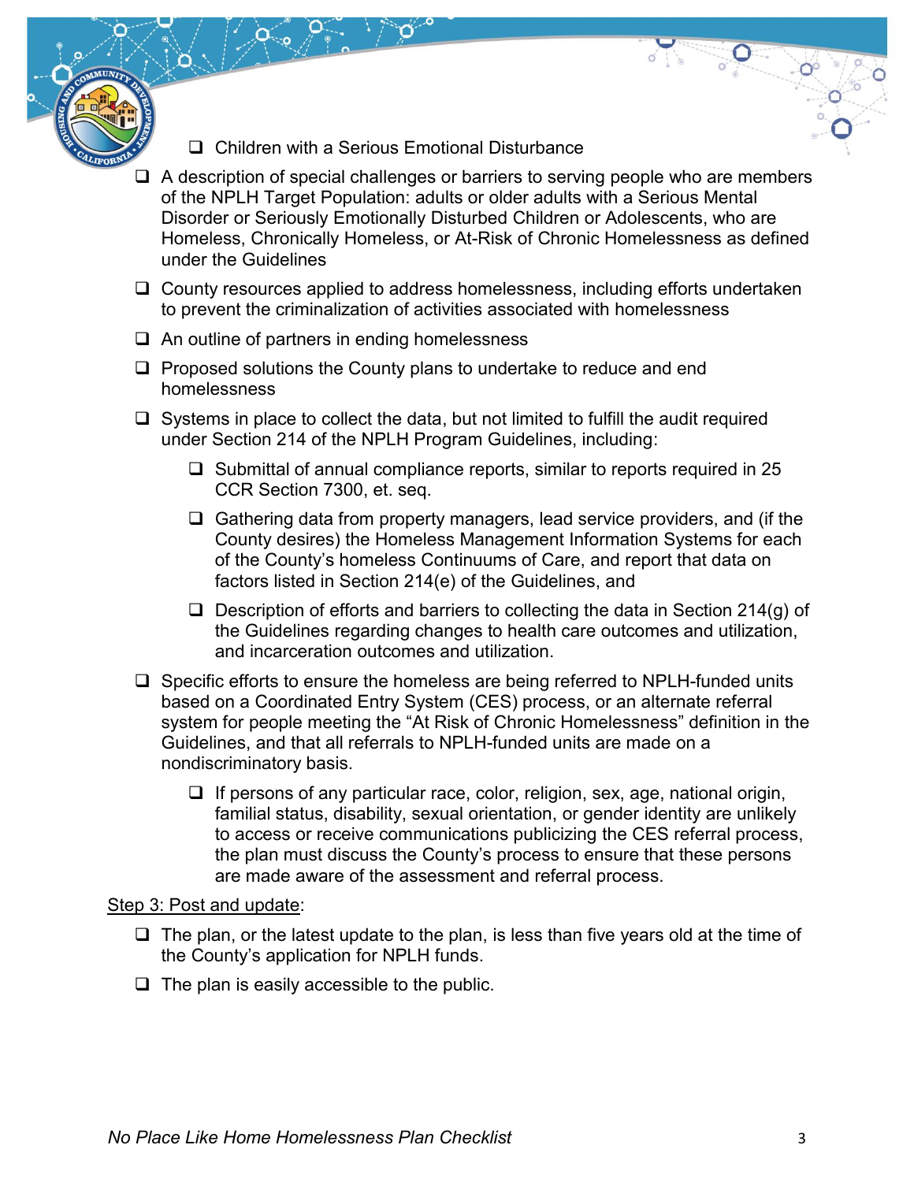- [ ] Children with a Serious Emotional Disturbance

- [ ] A description of special challenges or barriers to serving people who are members of the NPLH Target Population: adults or older adults with a Serious Mental Disorder or Seriously Emotionally Disturbed Children or Adolescents, who are Homeless, Chronically Homeless, or At-Risk of Chronic Homelessness as defined under the Guidelines
- [ ] County resources applied to address homelessness, including efforts undertaken to prevent the criminalization of activities associated with homelessness
- [ ] An outline of partners in ending homelessness
- [ ] Proposed solutions the County plans to undertake to reduce and end homelessness
- [ ] Systems in place to collect the data, but not limited to fulfill the audit required under Section 214 of the NPLH Program Guidelines, including:
    - [ ] Submittal of annual compliance reports, similar to reports required in 25 CCR Section 7300, et. seq.
    - [ ] Gathering data from property managers, lead service providers, and (if the County desires) the Homeless Management Information Systems for each of the County's homeless Continuums of Care, and report that data on factors listed in Section 214(e) of the Guidelines, and
    - [ ] Description of efforts and barriers to collecting the data in Section 214(g) of the Guidelines regarding changes to health care outcomes and utilization, and incarceration outcomes and utilization.
- [ ] Specific efforts to ensure the homeless are being referred to NPLH-funded units based on a Coordinated Entry System (CES) process, or an alternate referral system for people meeting the "At Risk of Chronic Homelessness" definition in the Guidelines, and that all referrals to NPLH-funded units are made on a nondiscriminatory basis.
    - [ ] If persons of any particular race, color, religion, sex, age, national origin, familial status, disability, sexual orientation, or gender identity are unlikely to access or receive communications publicizing the CES referral process, the plan must discuss the County's process to ensure that these persons are made aware of the assessment and referral process.

<u>Step 3: Post and update</u>:

- [ ] The plan, or the latest update to the plan, is less than five years old at the time of the County's application for NPLH funds.
- [ ] The plan is easily accessible to the public.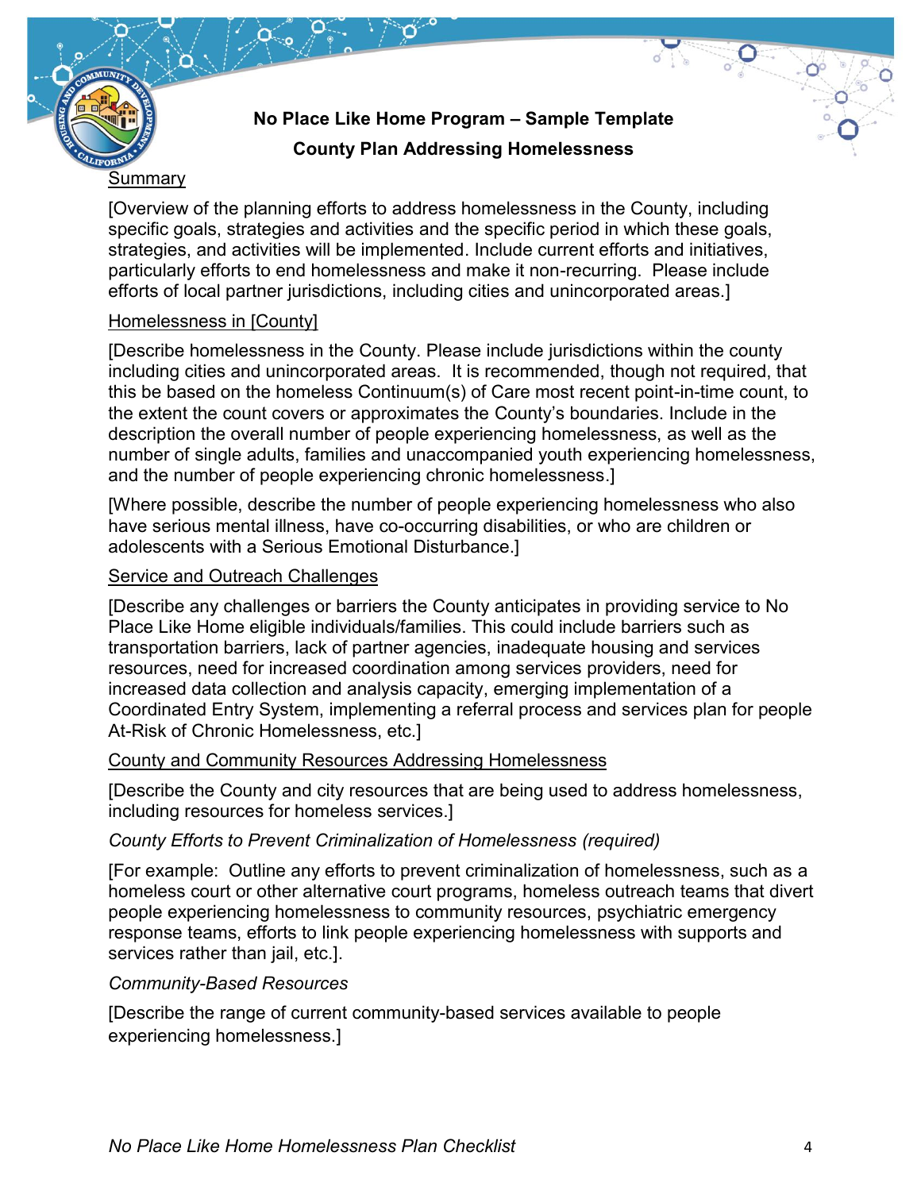**No Place Like Home Program – Sample Template**

**County Plan Addressing Homelessness**

## Summary

[Overview of the planning efforts to address homelessness in the County, including specific goals, strategies and activities and the specific period in which these goals, strategies, and activities will be implemented. Include current efforts and initiatives, particularly efforts to end homelessness and make it non-recurring. Please include efforts of local partner jurisdictions, including cities and unincorporated areas.]

## Homelessness in [County]

[Describe homelessness in the County. Please include jurisdictions within the county including cities and unincorporated areas. It is recommended, though not required, that this be based on the homeless Continuum(s) of Care most recent point-in-time count, to the extent the count covers or approximates the County's boundaries. Include in the description the overall number of people experiencing homelessness, as well as the number of single adults, families and unaccompanied youth experiencing homelessness, and the number of people experiencing chronic homelessness.]

[Where possible, describe the number of people experiencing homelessness who also have serious mental illness, have co-occurring disabilities, or who are children or adolescents with a Serious Emotional Disturbance.]

## Service and Outreach Challenges

[Describe any challenges or barriers the County anticipates in providing service to No Place Like Home eligible individuals/families. This could include barriers such as transportation barriers, lack of partner agencies, inadequate housing and services resources, need for increased coordination among services providers, need for increased data collection and analysis capacity, emerging implementation of a Coordinated Entry System, implementing a referral process and services plan for people At-Risk of Chronic Homelessness, etc.]

## County and Community Resources Addressing Homelessness

[Describe the County and city resources that are being used to address homelessness, including resources for homeless services.]

### *County Efforts to Prevent Criminalization of Homelessness (required)*

[For example: Outline any efforts to prevent criminalization of homelessness, such as a homeless court or other alternative court programs, homeless outreach teams that divert people experiencing homelessness to community resources, psychiatric emergency response teams, efforts to link people experiencing homelessness with supports and services rather than jail, etc.].

### *Community-Based Resources*

[Describe the range of current community-based services available to people experiencing homelessness.]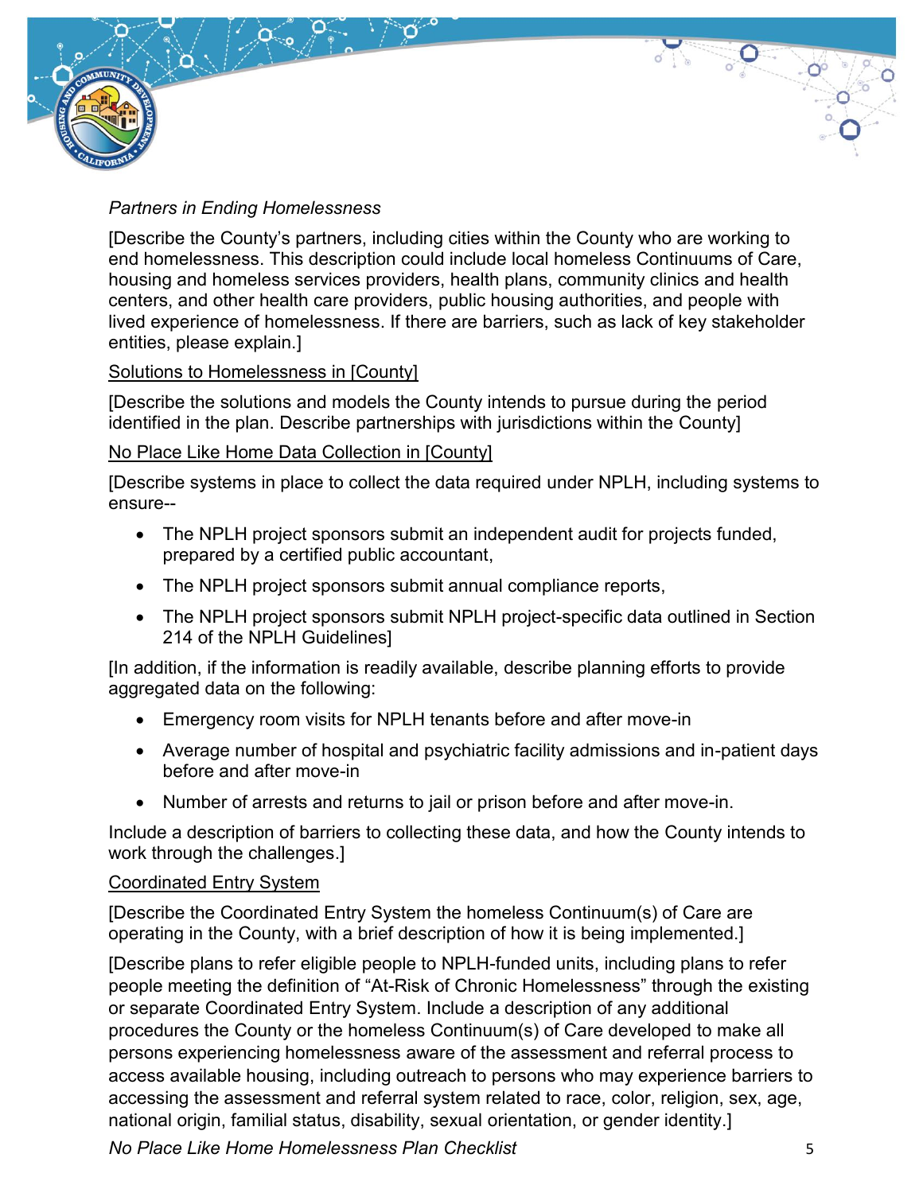*Partners in Ending Homelessness*

[Describe the County's partners, including cities within the County who are working to end homelessness. This description could include local homeless Continuums of Care, housing and homeless services providers, health plans, community clinics and health centers, and other health care providers, public housing authorities, and people with lived experience of homelessness. If there are barriers, such as lack of key stakeholder entities, please explain.]

<u>Solutions to Homelessness in [County]</u>

[Describe the solutions and models the County intends to pursue during the period identified in the plan. Describe partnerships with jurisdictions within the County]

<u>No Place Like Home Data Collection in [County]</u>

[Describe systems in place to collect the data required under NPLH, including systems to ensure--

- The NPLH project sponsors submit an independent audit for projects funded, prepared by a certified public accountant,
- The NPLH project sponsors submit annual compliance reports,
- The NPLH project sponsors submit NPLH project-specific data outlined in Section 214 of the NPLH Guidelines]

[In addition, if the information is readily available, describe planning efforts to provide aggregated data on the following:

- Emergency room visits for NPLH tenants before and after move-in
- Average number of hospital and psychiatric facility admissions and in-patient days before and after move-in
- Number of arrests and returns to jail or prison before and after move-in.

Include a description of barriers to collecting these data, and how the County intends to work through the challenges.]

<u>Coordinated Entry System</u>

[Describe the Coordinated Entry System the homeless Continuum(s) of Care are operating in the County, with a brief description of how it is being implemented.]

[Describe plans to refer eligible people to NPLH-funded units, including plans to refer people meeting the definition of "At-Risk of Chronic Homelessness" through the existing or separate Coordinated Entry System. Include a description of any additional procedures the County or the homeless Continuum(s) of Care developed to make all persons experiencing homelessness aware of the assessment and referral process to access available housing, including outreach to persons who may experience barriers to accessing the assessment and referral system related to race, color, religion, sex, age, national origin, familial status, disability, sexual orientation, or gender identity.]